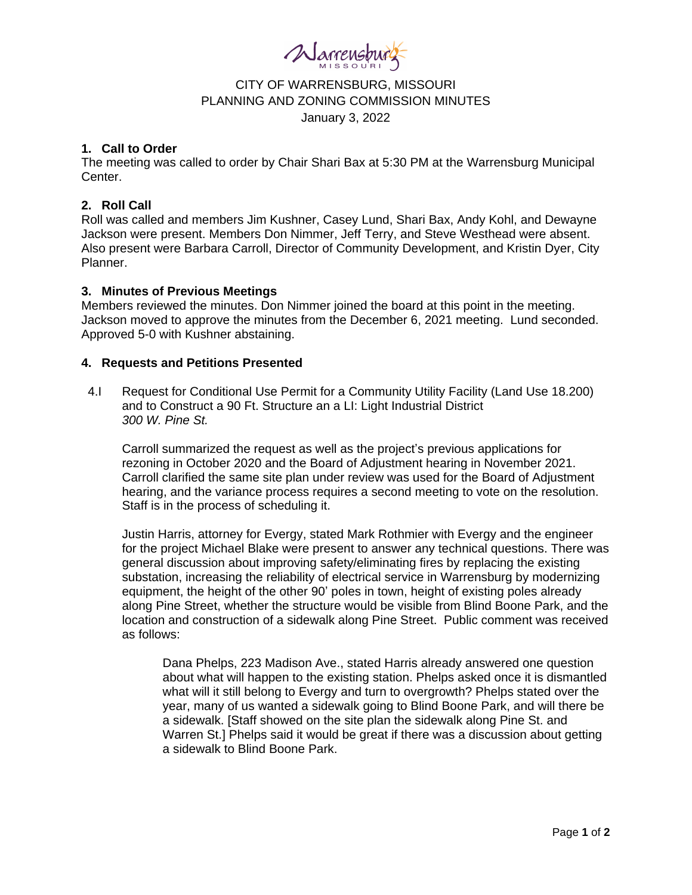CITY OF WARRENSBURG, MISSOURI
PLANNING AND ZONING COMMISSION MINUTES
January 3, 2022

### 1. Call to Order

The meeting was called to order by Chair Shari Bax at 5:30 PM at the Warrensburg Municipal Center.

### 2. Roll Call

Roll was called and members Jim Kushner, Casey Lund, Shari Bax, Andy Kohl, and Dewayne Jackson were present. Members Don Nimmer, Jeff Terry, and Steve Westhead were absent. Also present were Barbara Carroll, Director of Community Development, and Kristin Dyer, City Planner.

### 3. Minutes of Previous Meetings

Members reviewed the minutes. Don Nimmer joined the board at this point in the meeting. Jackson moved to approve the minutes from the December 6, 2021 meeting. Lund seconded. Approved 5-0 with Kushner abstaining.

### 4. Requests and Petitions Presented

4.I Request for Conditional Use Permit for a Community Utility Facility (Land Use 18.200) and to Construct a 90 Ft. Structure an a LI: Light Industrial District
*300 W. Pine St.*

Carroll summarized the request as well as the project's previous applications for rezoning in October 2020 and the Board of Adjustment hearing in November 2021. Carroll clarified the same site plan under review was used for the Board of Adjustment hearing, and the variance process requires a second meeting to vote on the resolution. Staff is in the process of scheduling it.

Justin Harris, attorney for Evergy, stated Mark Rothmier with Evergy and the engineer for the project Michael Blake were present to answer any technical questions. There was general discussion about improving safety/eliminating fires by replacing the existing substation, increasing the reliability of electrical service in Warrensburg by modernizing equipment, the height of the other 90' poles in town, height of existing poles already along Pine Street, whether the structure would be visible from Blind Boone Park, and the location and construction of a sidewalk along Pine Street. Public comment was received as follows:

> Dana Phelps, 223 Madison Ave., stated Harris already answered one question about what will happen to the existing station. Phelps asked once it is dismantled what will it still belong to Evergy and turn to overgrowth? Phelps stated over the year, many of us wanted a sidewalk going to Blind Boone Park, and will there be a sidewalk. [Staff showed on the site plan the sidewalk along Pine St. and Warren St.] Phelps said it would be great if there was a discussion about getting a sidewalk to Blind Boone Park.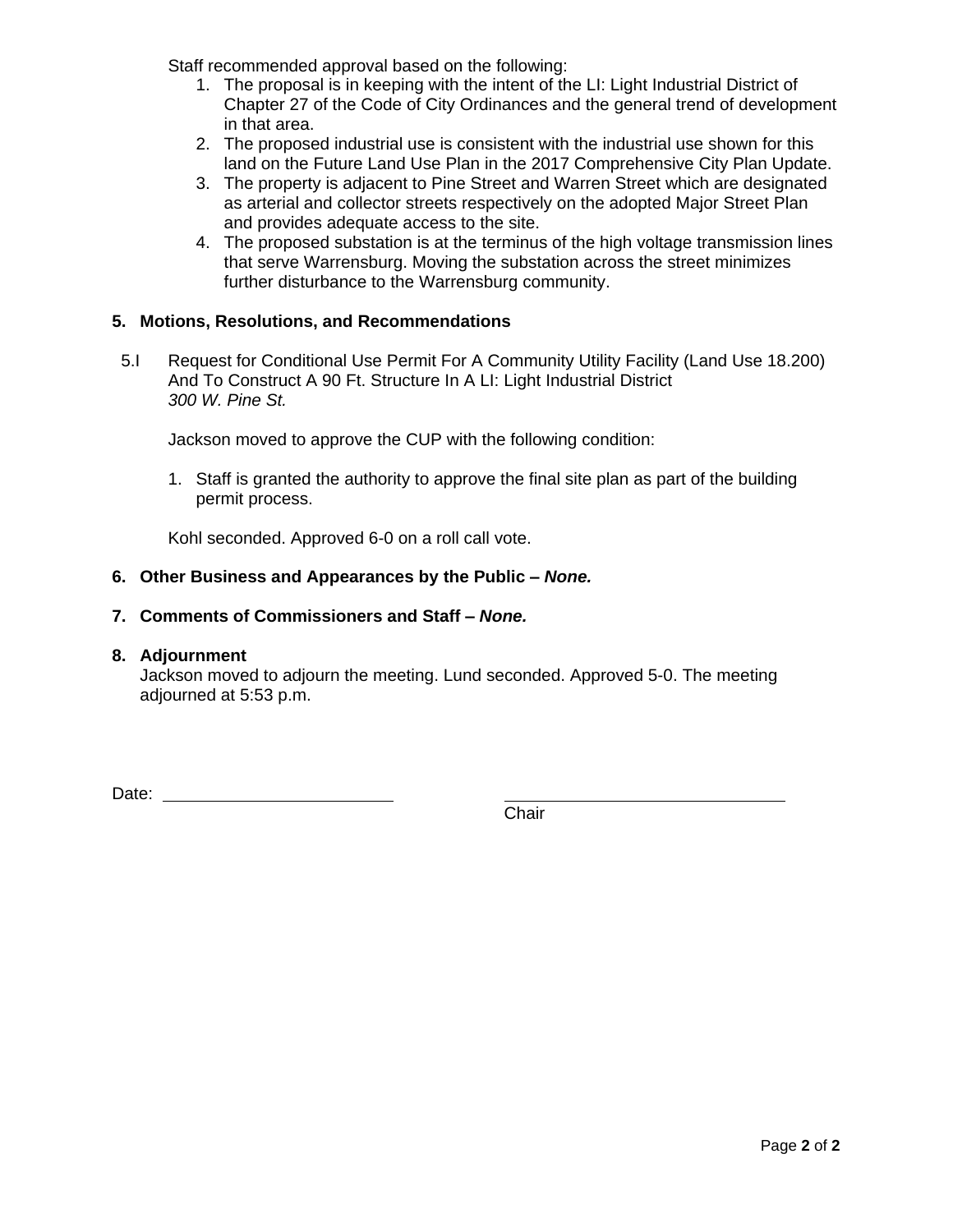Staff recommended approval based on the following:

1. The proposal is in keeping with the intent of the LI: Light Industrial District of Chapter 27 of the Code of City Ordinances and the general trend of development in that area.
2. The proposed industrial use is consistent with the industrial use shown for this land on the Future Land Use Plan in the 2017 Comprehensive City Plan Update.
3. The property is adjacent to Pine Street and Warren Street which are designated as arterial and collector streets respectively on the adopted Major Street Plan and provides adequate access to the site.
4. The proposed substation is at the terminus of the high voltage transmission lines that serve Warrensburg. Moving the substation across the street minimizes further disturbance to the Warrensburg community.

**5. Motions, Resolutions, and Recommendations**

5.I Request for Conditional Use Permit For A Community Utility Facility (Land Use 18.200) And To Construct A 90 Ft. Structure In A LI: Light Industrial District
*300 W. Pine St.*

Jackson moved to approve the CUP with the following condition:

1. Staff is granted the authority to approve the final site plan as part of the building permit process.

Kohl seconded. Approved 6-0 on a roll call vote.

**6. Other Business and Appearances by the Public – *None.***

**7. Comments of Commissioners and Staff – *None.***

**8. Adjournment**

Jackson moved to adjourn the meeting. Lund seconded. Approved 5-0. The meeting adjourned at 5:53 p.m.

Date: ______________________ ______________________________
Chair